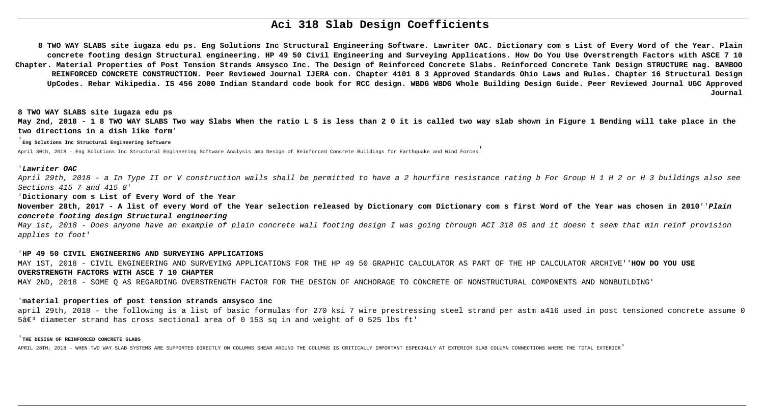# Aci 318 Slab Design Coefficients

**8 TWO WAY SLABS site iugaza edu ps. Eng Solutions Inc Structural Engineering Software. Lawriter OAC. Dictionary com s List of Every Word of the Year. Plain concrete footing design Structural engineering. HP 49 50 Civil Engineering and Surveying Applications. How Do You Use Overstrength Factors with ASCE 7 10 Chapter. Material Properties of Post Tension Strands Amsysco Inc. The Design of Reinforced Concrete Slabs. Reinforced Concrete Tank Design STRUCTURE mag. BAMBOO REINFORCED CONCRETE CONSTRUCTION. Peer Reviewed Journal IJERA com. Chapter 4101 8 3 Approved Standards Ohio Laws and Rules. Chapter 16 Structural Design UpCodes. Rebar Wikipedia. IS 456 2000 Indian Standard code book for RCC design. WBDG WBDG Whole Building Design Guide. Peer Reviewed Journal UGC Approved Journal**

**8 TWO WAY SLABS site iugaza edu ps**

**May 2nd, 2018 - 1 8 TWO WAY SLABS Two way Slabs When the ratio L S is less than 2 0 it is called two way slab shown in Figure 1 Bending will take place in the two directions in a dish like form**'

'**Eng Solutions Inc Structural Engineering Software**

April 30th, 2018 - Eng Solutions Inc Structural Engineering Software Analysis amp Design of Reinforced Concrete Buildings for Earthquake and Wind Forces'

'***Lawriter OAC***

*April 29th, 2018 - a In Type II or V construction walls shall be permitted to have a 2 hourfire resistance rating b For Group H 1 H 2 or H 3 buildings also see Sections 415 7 and 415 8*'

'**Dictionary com s List of Every Word of the Year**

**November 28th, 2017 - A list of every Word of the Year selection released by Dictionary com Dictionary com s first Word of the Year was chosen in 2010**''***Plain concrete footing design Structural engineering***

*May 1st, 2018 - Does anyone have an example of plain concrete wall footing design I was going through ACI 318 05 and it doesn t seem that min reinf provision applies to foot*'

'**HP 49 50 CIVIL ENGINEERING AND SURVEYING APPLICATIONS**

MAY 1ST, 2018 - CIVIL ENGINEERING AND SURVEYING APPLICATIONS FOR THE HP 49 50 GRAPHIC CALCULATOR AS PART OF THE HP CALCULATOR ARCHIVE''**HOW DO YOU USE OVERSTRENGTH FACTORS WITH ASCE 7 10 CHAPTER**

MAY 2ND, 2018 - SOME Q AS REGARDING OVERSTRENGTH FACTOR FOR THE DESIGN OF ANCHORAGE TO CONCRETE OF NONSTRUCTURAL COMPONENTS AND NONBUILDING'

'**material properties of post tension strands amsysco inc**

april 29th, 2018 - the following is a list of basic formulas for 270 ksi 7 wire prestressing steel strand per astm a416 used in post tensioned concrete assume 0 5â€³ diameter strand has cross sectional area of 0 153 sq in and weight of 0 525 lbs ft'

'**THE DESIGN OF REINFORCED CONCRETE SLABS**

APRIL 28TH, 2018 - WHEN TWO WAY SLAB SYSTEMS ARE SUPPORTED DIRECTLY ON COLUMNS SHEAR AROUND THE COLUMNS IS CRITICALLY IMPORTANT ESPECIALLY AT EXTERIOR SLAB COLUMN CONNECTIONS WHERE THE TOTAL EXTERIOR'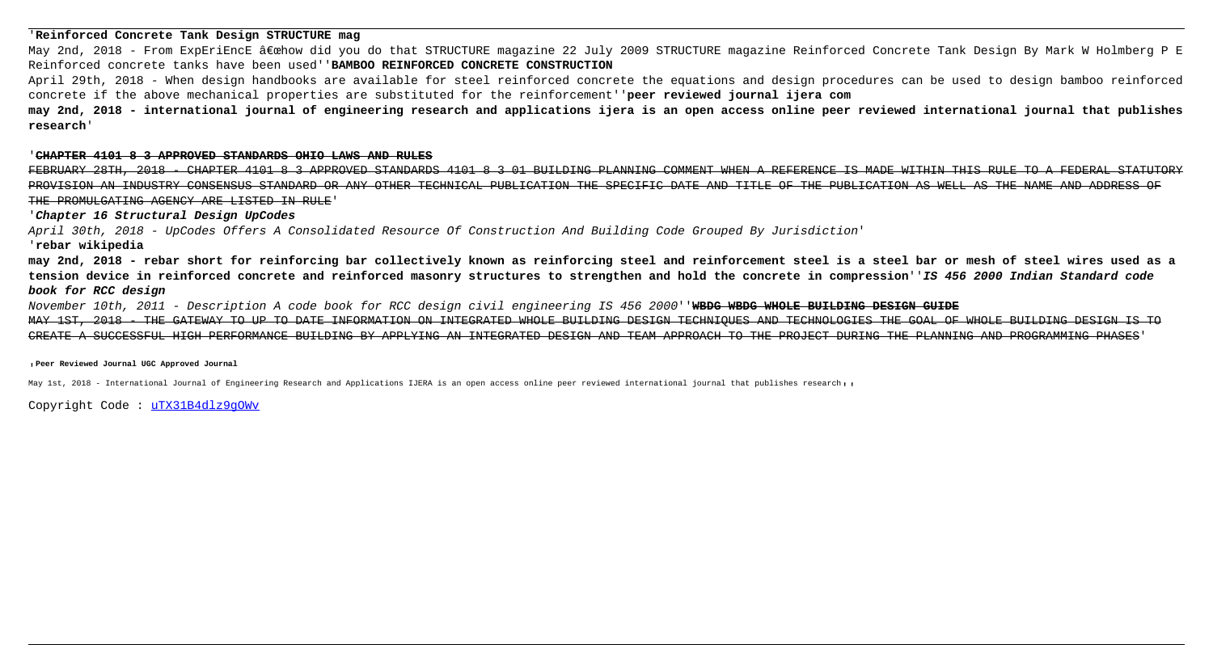'**Reinforced Concrete Tank Design STRUCTURE mag**

May 2nd, 2018 - From ExpEriEncE â€œhow did you do that STRUCTURE magazine 22 July 2009 STRUCTURE magazine Reinforced Concrete Tank Design By Mark W Holmberg P E Reinforced concrete tanks have been used''**BAMBOO REINFORCED CONCRETE CONSTRUCTION**

April 29th, 2018 - When design handbooks are available for steel reinforced concrete the equations and design procedures can be used to design bamboo reinforced concrete if the above mechanical properties are substituted for the reinforcement''**peer reviewed journal ijera com**

**may 2nd, 2018 - international journal of engineering research and applications ijera is an open access online peer reviewed international journal that publishes research**'

'~~**CHAPTER 4101 8 3 APPROVED STANDARDS OHIO LAWS AND RULES**~~

~~FEBRUARY 28TH, 2018 - CHAPTER 4101 8 3 APPROVED STANDARDS 4101 8 3 01 BUILDING PLANNING COMMENT WHEN A REFERENCE IS MADE WITHIN THIS RULE TO A FEDERAL STATUTORY PROVISION AN INDUSTRY CONSENSUS STANDARD OR ANY OTHER TECHNICAL PUBLICATION THE SPECIFIC DATE AND TITLE OF THE PUBLICATION AS WELL AS THE NAME AND ADDRESS OF THE PROMULGATING AGENCY ARE LISTED IN RULE~~'

'***Chapter 16 Structural Design UpCodes***

*April 30th, 2018 - UpCodes Offers A Consolidated Resource Of Construction And Building Code Grouped By Jurisdiction*'

'**rebar wikipedia**

**may 2nd, 2018 - rebar short for reinforcing bar collectively known as reinforcing steel and reinforcement steel is a steel bar or mesh of steel wires used as a tension device in reinforced concrete and reinforced masonry structures to strengthen and hold the concrete in compression**''***IS 456 2000 Indian Standard code book for RCC design***

*November 10th, 2011 - Description A code book for RCC design civil engineering IS 456 2000*''~~**WBDG WBDG WHOLE BUILDING DESIGN GUIDE**~~

~~MAY 1ST, 2018 - THE GATEWAY TO UP TO DATE INFORMATION ON INTEGRATED WHOLE BUILDING DESIGN TECHNIQUES AND TECHNOLOGIES THE GOAL OF WHOLE BUILDING DESIGN IS TO CREATE A SUCCESSFUL HIGH PERFORMANCE BUILDING BY APPLYING AN INTEGRATED DESIGN AND TEAM APPROACH TO THE PROJECT DURING THE PLANNING AND PROGRAMMING PHASES~~'

'**Peer Reviewed Journal UGC Approved Journal**

May 1st, 2018 - International Journal of Engineering Research and Applications IJERA is an open access online peer reviewed international journal that publishes research''

Copyright Code : uTX31B4dlz9gOWv